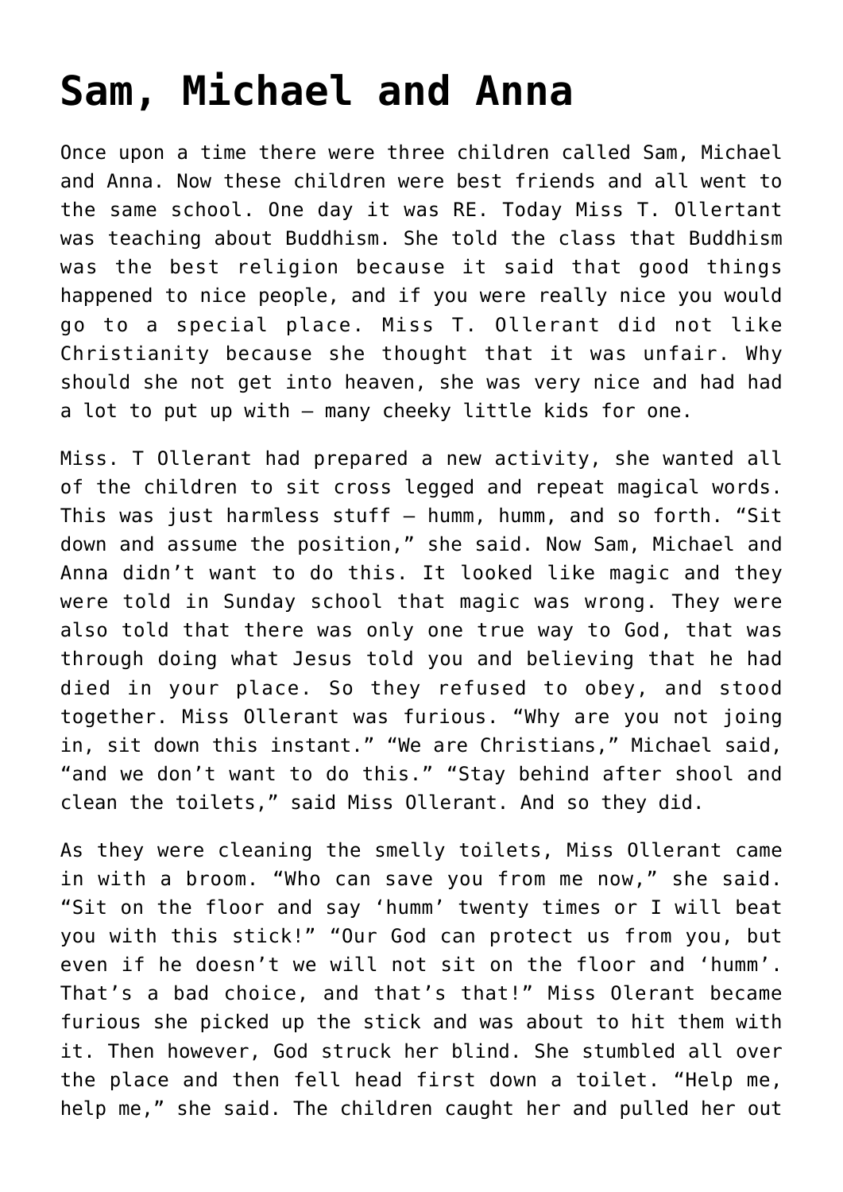# Sam, Michael and Anna

Once upon a time there were three children called Sam, Michael and Anna. Now these children were best friends and all went to the same school. One day it was RE. Today Miss T. Ollertant was teaching about Buddhism. She told the class that Buddhism was the best religion because it said that good things happened to nice people, and if you were really nice you would go to a special place. Miss T. Ollerant did not like Christianity because she thought that it was unfair. Why should she not get into heaven, she was very nice and had had a lot to put up with – many cheeky little kids for one.

Miss. T Ollerant had prepared a new activity, she wanted all of the children to sit cross legged and repeat magical words. This was just harmless stuff – humm, humm, and so forth. "Sit down and assume the position," she said. Now Sam, Michael and Anna didn't want to do this. It looked like magic and they were told in Sunday school that magic was wrong. They were also told that there was only one true way to God, that was through doing what Jesus told you and believing that he had died in your place. So they refused to obey, and stood together. Miss Ollerant was furious. "Why are you not joing in, sit down this instant." "We are Christians," Michael said, "and we don't want to do this." "Stay behind after shool and clean the toilets," said Miss Ollerant. And so they did.

As they were cleaning the smelly toilets, Miss Ollerant came in with a broom. "Who can save you from me now," she said. "Sit on the floor and say 'humm' twenty times or I will beat you with this stick!" "Our God can protect us from you, but even if he doesn't we will not sit on the floor and 'humm'. That's a bad choice, and that's that!" Miss Olerant became furious she picked up the stick and was about to hit them with it. Then however, God struck her blind. She stumbled all over the place and then fell head first down a toilet. "Help me, help me," she said. The children caught her and pulled her out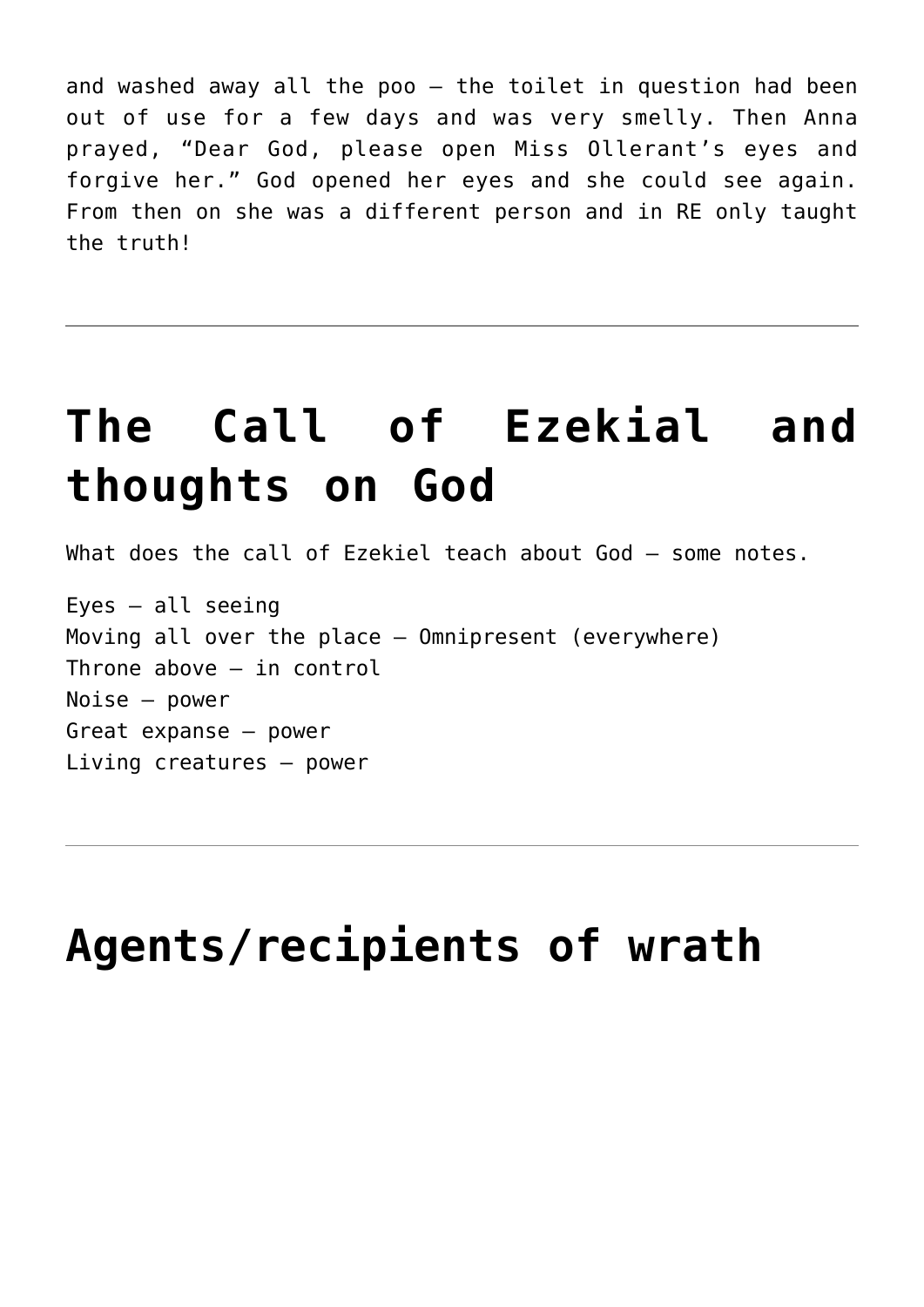and washed away all the poo – the toilet in question had been out of use for a few days and was very smelly. Then Anna prayed, "Dear God, please open Miss Ollerant's eyes and forgive her." God opened her eyes and she could see again. From then on she was a different person and in RE only taught the truth!

---

# The Call of Ezekial and thoughts on God

What does the call of Ezekiel teach about God – some notes.

Eyes – all seeing
Moving all over the place – Omnipresent (everywhere)
Throne above – in control
Noise – power
Great expanse – power
Living creatures – power

---

# Agents/recipients of wrath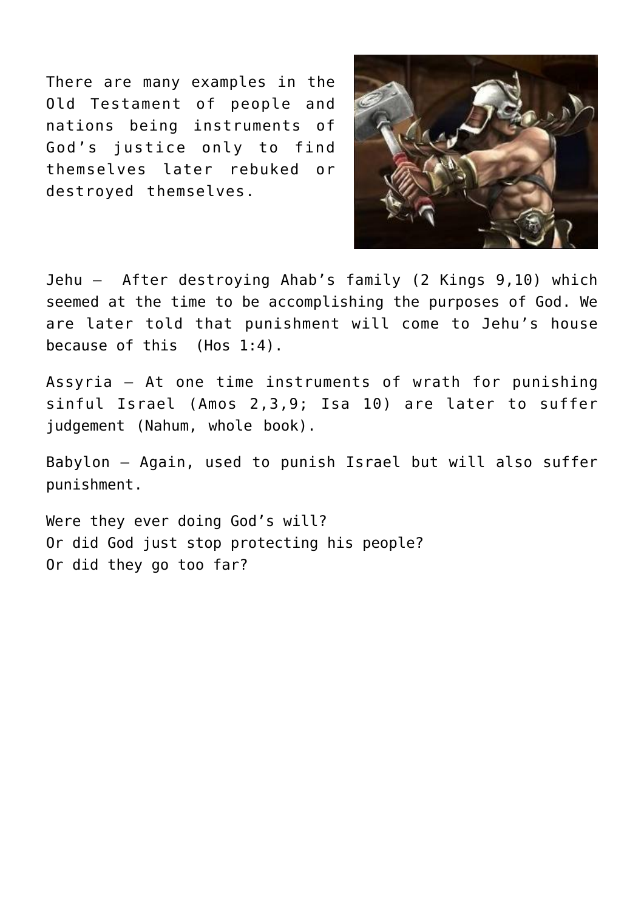There are many examples in the Old Testament of people and nations being instruments of God's justice only to find themselves later rebuked or destroyed themselves.

Jehu – After destroying Ahab's family (2 Kings 9,10) which seemed at the time to be accomplishing the purposes of God. We are later told that punishment will come to Jehu's house because of this (Hos 1:4).

Assyria – At one time instruments of wrath for punishing sinful Israel (Amos 2,3,9; Isa 10) are later to suffer judgement (Nahum, whole book).

Babylon – Again, used to punish Israel but will also suffer punishment.

Were they ever doing God's will?
Or did God just stop protecting his people?
Or did they go too far?